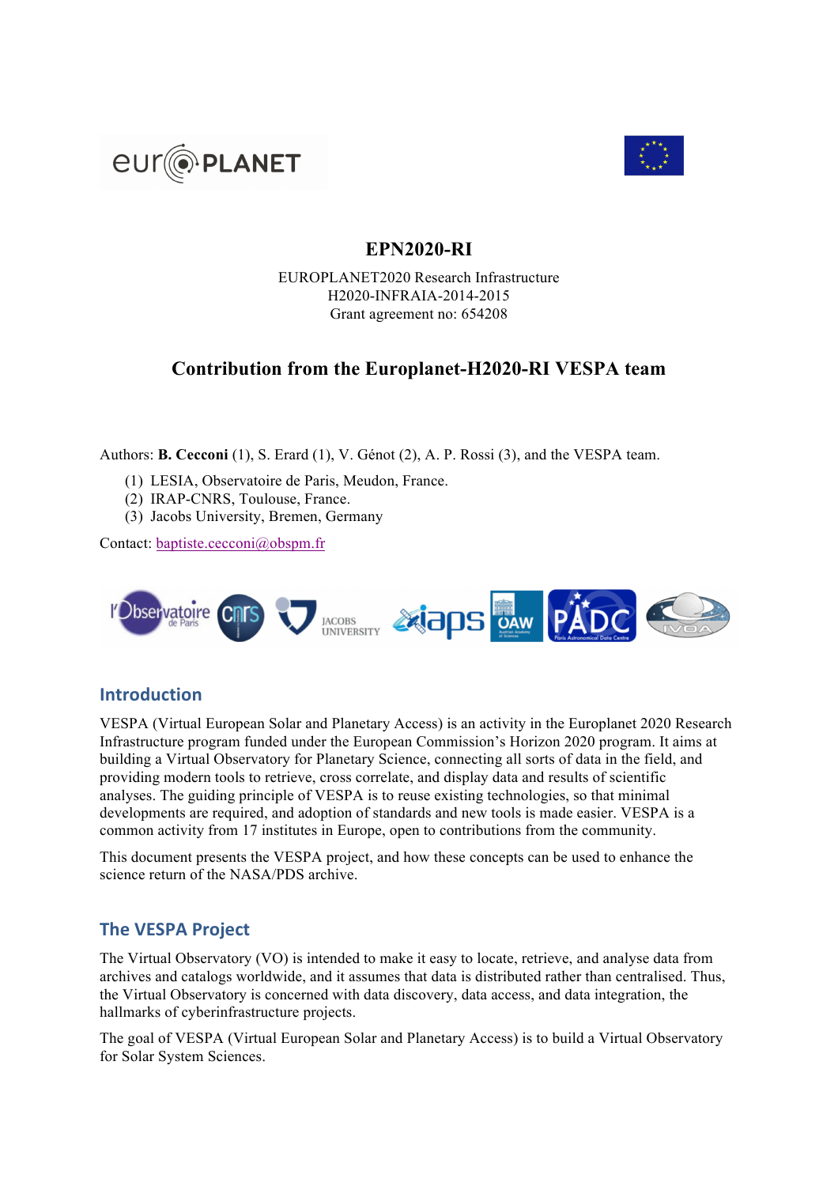# EPN2020-RI

EUROPLANET2020 Research Infrastructure
H2020-INFRAIA-2014-2015
Grant agreement no: 654208

## Contribution from the Europlanet-H2020-RI VESPA team

Authors: **B. Cecconi** (1), S. Erard (1), V. Génot (2), A. P. Rossi (3), and the VESPA team.

(1) LESIA, Observatoire de Paris, Meudon, France.
(2) IRAP-CNRS, Toulouse, France.
(3) Jacobs University, Bremen, Germany

Contact: baptiste.cecconi@obspm.fr

## Introduction

VESPA (Virtual European Solar and Planetary Access) is an activity in the Europlanet 2020 Research Infrastructure program funded under the European Commission's Horizon 2020 program. It aims at building a Virtual Observatory for Planetary Science, connecting all sorts of data in the field, and providing modern tools to retrieve, cross correlate, and display data and results of scientific analyses. The guiding principle of VESPA is to reuse existing technologies, so that minimal developments are required, and adoption of standards and new tools is made easier. VESPA is a common activity from 17 institutes in Europe, open to contributions from the community.

This document presents the VESPA project, and how these concepts can be used to enhance the science return of the NASA/PDS archive.

## The VESPA Project

The Virtual Observatory (VO) is intended to make it easy to locate, retrieve, and analyse data from archives and catalogs worldwide, and it assumes that data is distributed rather than centralised. Thus, the Virtual Observatory is concerned with data discovery, data access, and data integration, the hallmarks of cyberinfrastructure projects.

The goal of VESPA (Virtual European Solar and Planetary Access) is to build a Virtual Observatory for Solar System Sciences.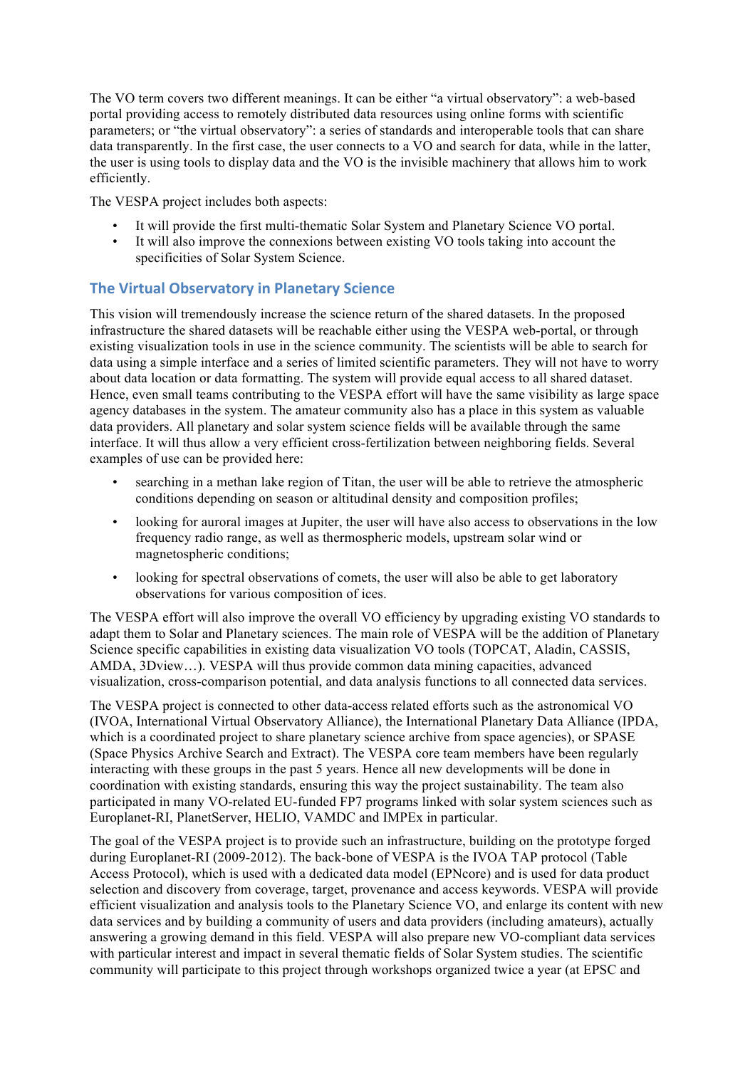The VO term covers two different meanings. It can be either "a virtual observatory": a web-based portal providing access to remotely distributed data resources using online forms with scientific parameters; or "the virtual observatory": a series of standards and interoperable tools that can share data transparently. In the first case, the user connects to a VO and search for data, while in the latter, the user is using tools to display data and the VO is the invisible machinery that allows him to work efficiently.

The VESPA project includes both aspects:

- It will provide the first multi-thematic Solar System and Planetary Science VO portal.
- It will also improve the connexions between existing VO tools taking into account the specificities of Solar System Science.

## The Virtual Observatory in Planetary Science

This vision will tremendously increase the science return of the shared datasets. In the proposed infrastructure the shared datasets will be reachable either using the VESPA web-portal, or through existing visualization tools in use in the science community. The scientists will be able to search for data using a simple interface and a series of limited scientific parameters. They will not have to worry about data location or data formatting. The system will provide equal access to all shared dataset. Hence, even small teams contributing to the VESPA effort will have the same visibility as large space agency databases in the system. The amateur community also has a place in this system as valuable data providers. All planetary and solar system science fields will be available through the same interface. It will thus allow a very efficient cross-fertilization between neighboring fields. Several examples of use can be provided here:

- searching in a methan lake region of Titan, the user will be able to retrieve the atmospheric conditions depending on season or altitudinal density and composition profiles;
- looking for auroral images at Jupiter, the user will have also access to observations in the low frequency radio range, as well as thermospheric models, upstream solar wind or magnetospheric conditions;
- looking for spectral observations of comets, the user will also be able to get laboratory observations for various composition of ices.

The VESPA effort will also improve the overall VO efficiency by upgrading existing VO standards to adapt them to Solar and Planetary sciences. The main role of VESPA will be the addition of Planetary Science specific capabilities in existing data visualization VO tools (TOPCAT, Aladin, CASSIS, AMDA, 3Dview…). VESPA will thus provide common data mining capacities, advanced visualization, cross-comparison potential, and data analysis functions to all connected data services.

The VESPA project is connected to other data-access related efforts such as the astronomical VO (IVOA, International Virtual Observatory Alliance), the International Planetary Data Alliance (IPDA, which is a coordinated project to share planetary science archive from space agencies), or SPASE (Space Physics Archive Search and Extract). The VESPA core team members have been regularly interacting with these groups in the past 5 years. Hence all new developments will be done in coordination with existing standards, ensuring this way the project sustainability. The team also participated in many VO-related EU-funded FP7 programs linked with solar system sciences such as Europlanet-RI, PlanetServer, HELIO, VAMDC and IMPEx in particular.

The goal of the VESPA project is to provide such an infrastructure, building on the prototype forged during Europlanet-RI (2009-2012). The back-bone of VESPA is the IVOA TAP protocol (Table Access Protocol), which is used with a dedicated data model (EPNcore) and is used for data product selection and discovery from coverage, target, provenance and access keywords. VESPA will provide efficient visualization and analysis tools to the Planetary Science VO, and enlarge its content with new data services and by building a community of users and data providers (including amateurs), actually answering a growing demand in this field. VESPA will also prepare new VO-compliant data services with particular interest and impact in several thematic fields of Solar System studies. The scientific community will participate to this project through workshops organized twice a year (at EPSC and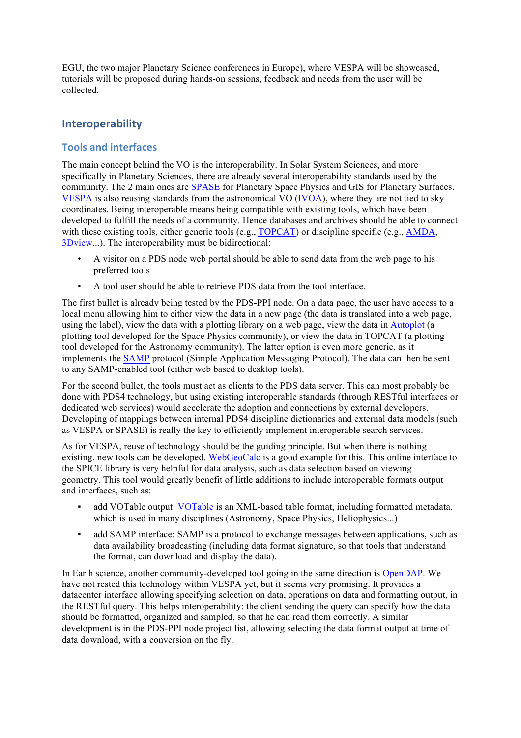EGU, the two major Planetary Science conferences in Europe), where VESPA will be showcased, tutorials will be proposed during hands-on sessions, feedback and needs from the user will be collected.

## Interoperability

### Tools and interfaces

The main concept behind the VO is the interoperability. In Solar System Sciences, and more specifically in Planetary Sciences, there are already several interoperability standards used by the community. The 2 main ones are SPASE for Planetary Space Physics and GIS for Planetary Surfaces. VESPA is also reusing standards from the astronomical VO (IVOA), where they are not tied to sky coordinates. Being interoperable means being compatible with existing tools, which have been developed to fulfill the needs of a community. Hence databases and archives should be able to connect with these existing tools, either generic tools (e.g., TOPCAT) or discipline specific (e.g., AMDA, 3Dview...). The interoperability must be bidirectional:

- A visitor on a PDS node web portal should be able to send data from the web page to his preferred tools
- A tool user should be able to retrieve PDS data from the tool interface.

The first bullet is already being tested by the PDS-PPI node. On a data page, the user have access to a local menu allowing him to either view the data in a new page (the data is translated into a web page, using the label), view the data with a plotting library on a web page, view the data in Autoplot (a plotting tool developed for the Space Physics community), or view the data in TOPCAT (a plotting tool developed for the Astronomy community). The latter option is even more generic, as it implements the SAMP protocol (Simple Application Messaging Protocol). The data can then be sent to any SAMP-enabled tool (either web based to desktop tools).

For the second bullet, the tools must act as clients to the PDS data server. This can most probably be done with PDS4 technology, but using existing interoperable standards (through RESTful interfaces or dedicated web services) would accelerate the adoption and connections by external developers. Developing of mappings between internal PDS4 discipline dictionaries and external data models (such as VESPA or SPASE) is really the key to efficiently implement interoperable search services.

As for VESPA, reuse of technology should be the guiding principle. But when there is nothing existing, new tools can be developed. WebGeoCalc is a good example for this. This online interface to the SPICE library is very helpful for data analysis, such as data selection based on viewing geometry. This tool would greatly benefit of little additions to include interoperable formats output and interfaces, such as:

- add VOTable output: VOTable is an XML-based table format, including formatted metadata, which is used in many disciplines (Astronomy, Space Physics, Heliophysics...)
- add SAMP interface: SAMP is a protocol to exchange messages between applications, such as data availability broadcasting (including data format signature, so that tools that understand the format, can download and display the data).

In Earth science, another community-developed tool going in the same direction is OpenDAP. We have not rested this technology within VESPA yet, but it seems very promising. It provides a datacenter interface allowing specifying selection on data, operations on data and formatting output, in the RESTful query. This helps interoperability: the client sending the query can specify how the data should be formatted, organized and sampled, so that he can read them correctly. A similar development is in the PDS-PPI node project list, allowing selecting the data format output at time of data download, with a conversion on the fly.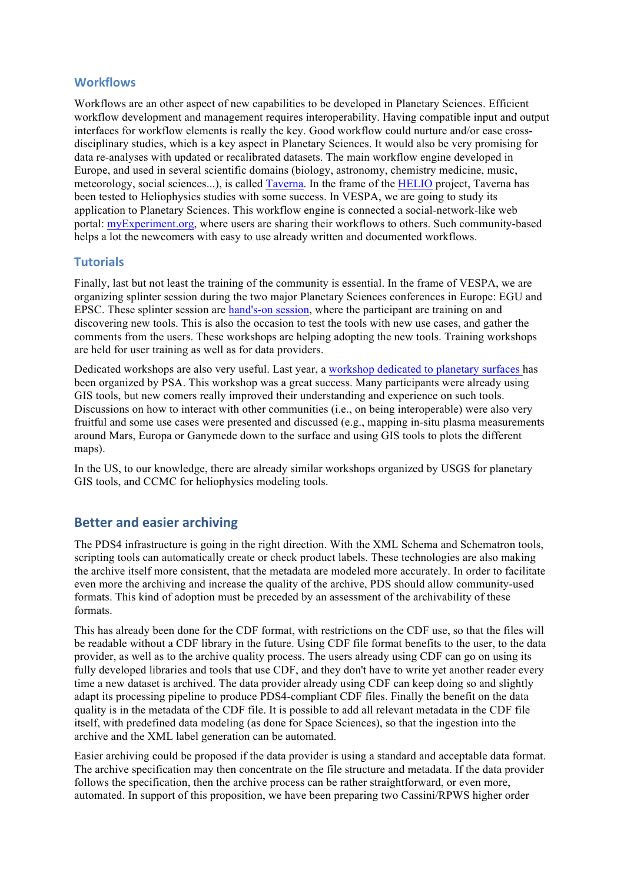### Workflows

Workflows are an other aspect of new capabilities to be developed in Planetary Sciences. Efficient workflow development and management requires interoperability. Having compatible input and output interfaces for workflow elements is really the key. Good workflow could nurture and/or ease cross-disciplinary studies, which is a key aspect in Planetary Sciences. It would also be very promising for data re-analyses with updated or recalibrated datasets. The main workflow engine developed in Europe, and used in several scientific domains (biology, astronomy, chemistry medicine, music, meteorology, social sciences...), is called Taverna. In the frame of the HELIO project, Taverna has been tested to Heliophysics studies with some success. In VESPA, we are going to study its application to Planetary Sciences. This workflow engine is connected a social-network-like web portal: myExperiment.org, where users are sharing their workflows to others. Such community-based helps a lot the newcomers with easy to use already written and documented workflows.

### Tutorials

Finally, last but not least the training of the community is essential. In the frame of VESPA, we are organizing splinter session during the two major Planetary Sciences conferences in Europe: EGU and EPSC. These splinter session are hand's-on session, where the participant are training on and discovering new tools. This is also the occasion to test the tools with new use cases, and gather the comments from the users. These workshops are helping adopting the new tools. Training workshops are held for user training as well as for data providers.

Dedicated workshops are also very useful. Last year, a workshop dedicated to planetary surfaces has been organized by PSA. This workshop was a great success. Many participants were already using GIS tools, but new comers really improved their understanding and experience on such tools. Discussions on how to interact with other communities (i.e., on being interoperable) were also very fruitful and some use cases were presented and discussed (e.g., mapping in-situ plasma measurements around Mars, Europa or Ganymede down to the surface and using GIS tools to plots the different maps).

In the US, to our knowledge, there are already similar workshops organized by USGS for planetary GIS tools, and CCMC for heliophysics modeling tools.

## Better and easier archiving

The PDS4 infrastructure is going in the right direction. With the XML Schema and Schematron tools, scripting tools can automatically create or check product labels. These technologies are also making the archive itself more consistent, that the metadata are modeled more accurately. In order to facilitate even more the archiving and increase the quality of the archive, PDS should allow community-used formats. This kind of adoption must be preceded by an assessment of the archivability of these formats.

This has already been done for the CDF format, with restrictions on the CDF use, so that the files will be readable without a CDF library in the future. Using CDF file format benefits to the user, to the data provider, as well as to the archive quality process. The users already using CDF can go on using its fully developed libraries and tools that use CDF, and they don't have to write yet another reader every time a new dataset is archived. The data provider already using CDF can keep doing so and slightly adapt its processing pipeline to produce PDS4-compliant CDF files. Finally the benefit on the data quality is in the metadata of the CDF file. It is possible to add all relevant metadata in the CDF file itself, with predefined data modeling (as done for Space Sciences), so that the ingestion into the archive and the XML label generation can be automated.

Easier archiving could be proposed if the data provider is using a standard and acceptable data format. The archive specification may then concentrate on the file structure and metadata. If the data provider follows the specification, then the archive process can be rather straightforward, or even more, automated. In support of this proposition, we have been preparing two Cassini/RPWS higher order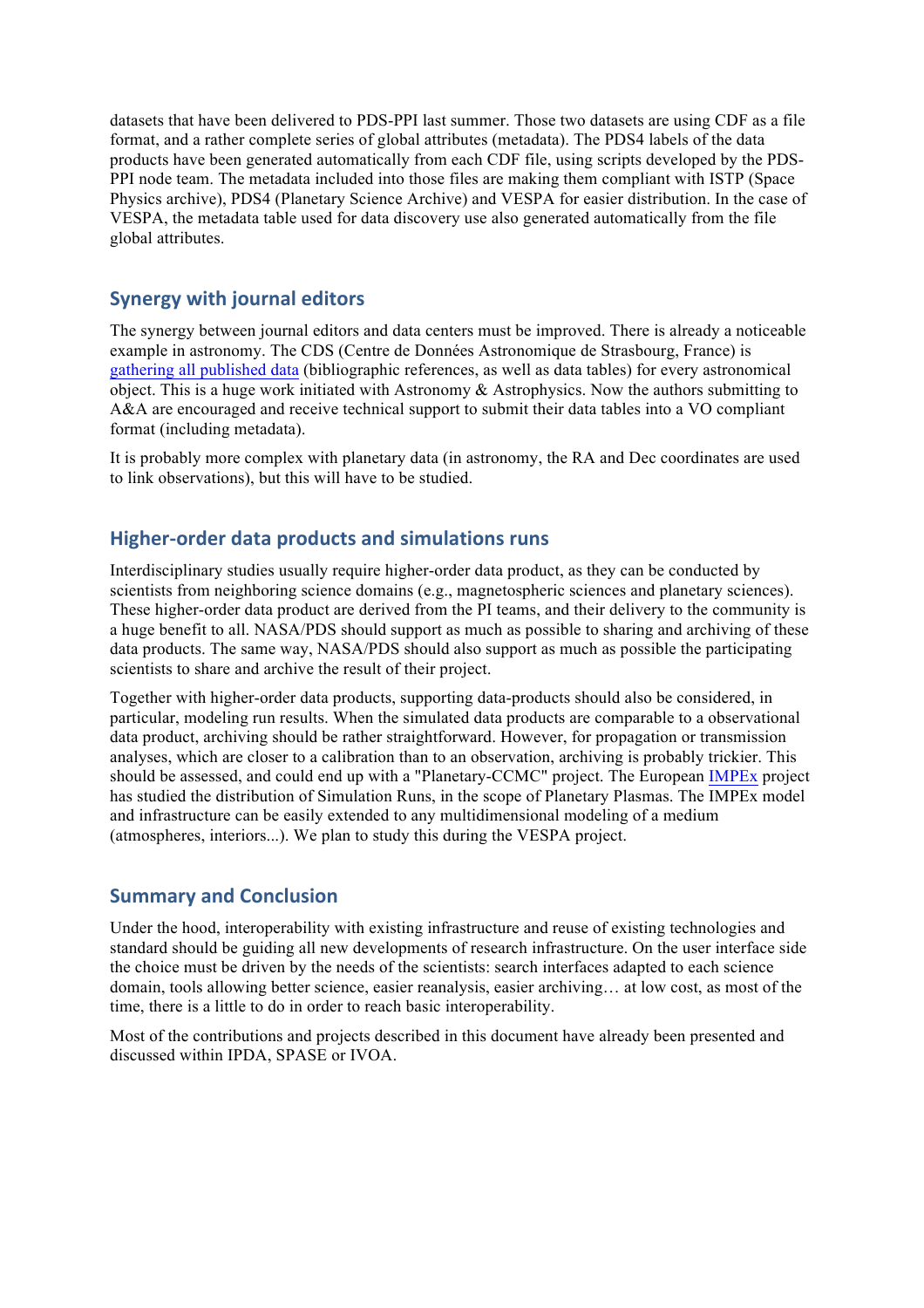datasets that have been delivered to PDS-PPI last summer. Those two datasets are using CDF as a file format, and a rather complete series of global attributes (metadata). The PDS4 labels of the data products have been generated automatically from each CDF file, using scripts developed by the PDS-PPI node team. The metadata included into those files are making them compliant with ISTP (Space Physics archive), PDS4 (Planetary Science Archive) and VESPA for easier distribution. In the case of VESPA, the metadata table used for data discovery use also generated automatically from the file global attributes.

## Synergy with journal editors

The synergy between journal editors and data centers must be improved. There is already a noticeable example in astronomy. The CDS (Centre de Données Astronomique de Strasbourg, France) is gathering all published data (bibliographic references, as well as data tables) for every astronomical object. This is a huge work initiated with Astronomy & Astrophysics. Now the authors submitting to A&A are encouraged and receive technical support to submit their data tables into a VO compliant format (including metadata).

It is probably more complex with planetary data (in astronomy, the RA and Dec coordinates are used to link observations), but this will have to be studied.

## Higher-order data products and simulations runs

Interdisciplinary studies usually require higher-order data product, as they can be conducted by scientists from neighboring science domains (e.g., magnetospheric sciences and planetary sciences). These higher-order data product are derived from the PI teams, and their delivery to the community is a huge benefit to all. NASA/PDS should support as much as possible to sharing and archiving of these data products. The same way, NASA/PDS should also support as much as possible the participating scientists to share and archive the result of their project.

Together with higher-order data products, supporting data-products should also be considered, in particular, modeling run results. When the simulated data products are comparable to a observational data product, archiving should be rather straightforward. However, for propagation or transmission analyses, which are closer to a calibration than to an observation, archiving is probably trickier. This should be assessed, and could end up with a "Planetary-CCMC" project. The European IMPEx project has studied the distribution of Simulation Runs, in the scope of Planetary Plasmas. The IMPEx model and infrastructure can be easily extended to any multidimensional modeling of a medium (atmospheres, interiors...). We plan to study this during the VESPA project.

## Summary and Conclusion

Under the hood, interoperability with existing infrastructure and reuse of existing technologies and standard should be guiding all new developments of research infrastructure. On the user interface side the choice must be driven by the needs of the scientists: search interfaces adapted to each science domain, tools allowing better science, easier reanalysis, easier archiving… at low cost, as most of the time, there is a little to do in order to reach basic interoperability.

Most of the contributions and projects described in this document have already been presented and discussed within IPDA, SPASE or IVOA.